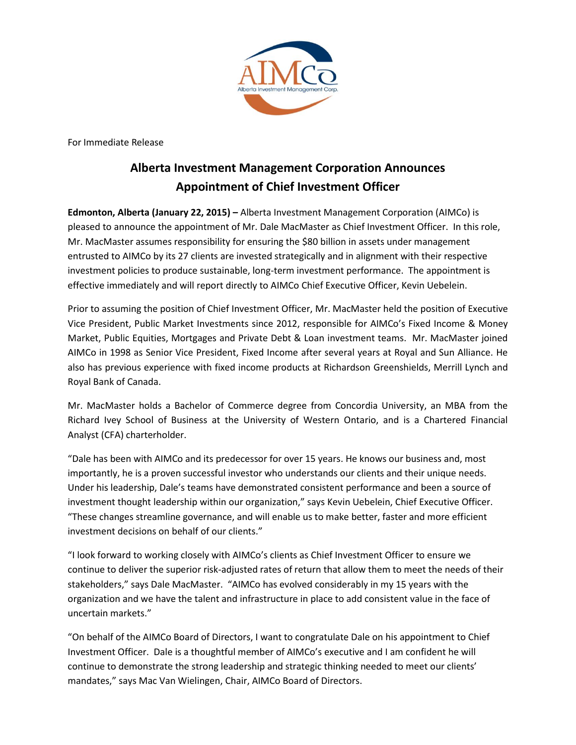For Immediate Release

# Alberta Investment Management Corporation Announces Appointment of Chief Investment Officer

**Edmonton, Alberta (January 22, 2015) –** Alberta Investment Management Corporation (AIMCo) is pleased to announce the appointment of Mr. Dale MacMaster as Chief Investment Officer. In this role, Mr. MacMaster assumes responsibility for ensuring the $80 billion in assets under management entrusted to AIMCo by its 27 clients are invested strategically and in alignment with their respective investment policies to produce sustainable, long-term investment performance. The appointment is effective immediately and will report directly to AIMCo Chief Executive Officer, Kevin Uebelein.

Prior to assuming the position of Chief Investment Officer, Mr. MacMaster held the position of Executive Vice President, Public Market Investments since 2012, responsible for AIMCo's Fixed Income & Money Market, Public Equities, Mortgages and Private Debt & Loan investment teams. Mr. MacMaster joined AIMCo in 1998 as Senior Vice President, Fixed Income after several years at Royal and Sun Alliance. He also has previous experience with fixed income products at Richardson Greenshields, Merrill Lynch and Royal Bank of Canada.

Mr. MacMaster holds a Bachelor of Commerce degree from Concordia University, an MBA from the Richard Ivey School of Business at the University of Western Ontario, and is a Chartered Financial Analyst (CFA) charterholder.

"Dale has been with AIMCo and its predecessor for over 15 years. He knows our business and, most importantly, he is a proven successful investor who understands our clients and their unique needs. Under his leadership, Dale's teams have demonstrated consistent performance and been a source of investment thought leadership within our organization," says Kevin Uebelein, Chief Executive Officer. "These changes streamline governance, and will enable us to make better, faster and more efficient investment decisions on behalf of our clients."

"I look forward to working closely with AIMCo's clients as Chief Investment Officer to ensure we continue to deliver the superior risk-adjusted rates of return that allow them to meet the needs of their stakeholders," says Dale MacMaster. "AIMCo has evolved considerably in my 15 years with the organization and we have the talent and infrastructure in place to add consistent value in the face of uncertain markets."

"On behalf of the AIMCo Board of Directors, I want to congratulate Dale on his appointment to Chief Investment Officer. Dale is a thoughtful member of AIMCo's executive and I am confident he will continue to demonstrate the strong leadership and strategic thinking needed to meet our clients' mandates," says Mac Van Wielingen, Chair, AIMCo Board of Directors.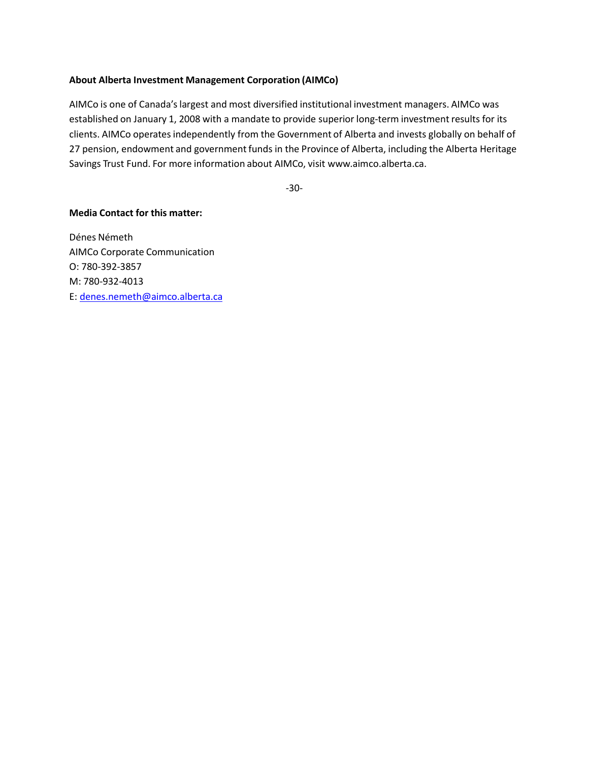**About Alberta Investment Management Corporation (AIMCo)**

AIMCo is one of Canada's largest and most diversified institutional investment managers. AIMCo was established on January 1, 2008 with a mandate to provide superior long-term investment results for its clients. AIMCo operates independently from the Government of Alberta and invests globally on behalf of 27 pension, endowment and government funds in the Province of Alberta, including the Alberta Heritage Savings Trust Fund. For more information about AIMCo, visit www.aimco.alberta.ca.

-30-

**Media Contact for this matter:**

Dénes Németh
AIMCo Corporate Communication
O: 780-392-3857
M: 780-932-4013
E: denes.nemeth@aimco.alberta.ca